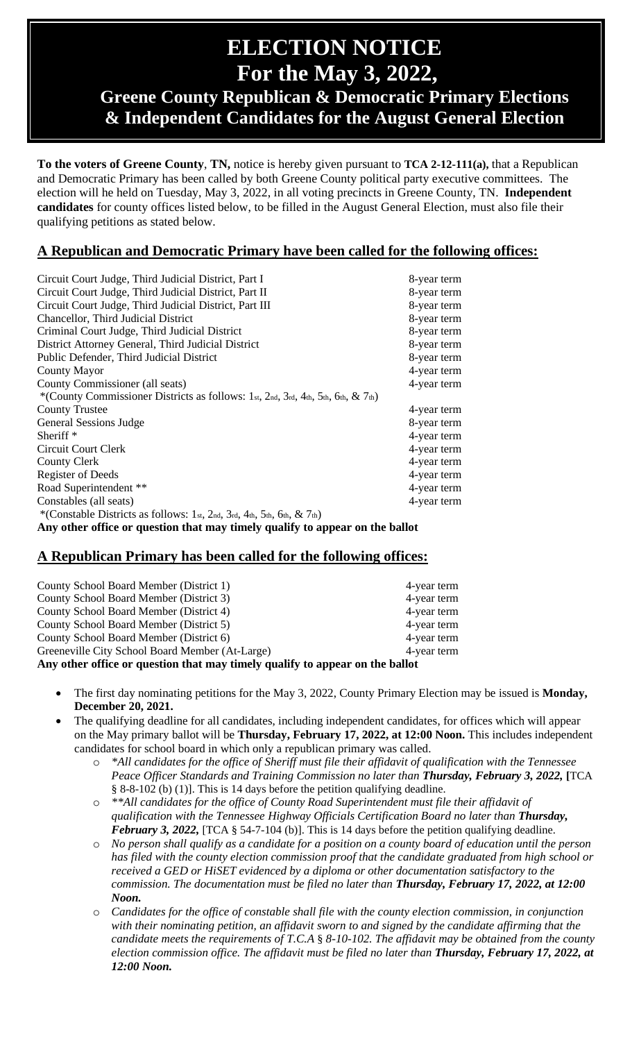# ELECTION NOTICE
# For the May 3, 2022,
## Greene County Republican & Democratic Primary Elections & Independent Candidates for the August General Election

**To the voters of Greene County**, **TN,** notice is hereby given pursuant to **TCA 2-12-111(a),** that a Republican and Democratic Primary has been called by both Greene County political party executive committees. The election will he held on Tuesday, May 3, 2022, in all voting precincts in Greene County, TN. **Independent candidates** for county offices listed below, to be filled in the August General Election, must also file their qualifying petitions as stated below.

## A Republican and Democratic Primary have been called for the following offices:

| | |
|---|---|
| Circuit Court Judge, Third Judicial District, Part I | 8-year term |
| Circuit Court Judge, Third Judicial District, Part II | 8-year term |
| Circuit Court Judge, Third Judicial District, Part III | 8-year term |
| Chancellor, Third Judicial District | 8-year term |
| Criminal Court Judge, Third Judicial District | 8-year term |
| District Attorney General, Third Judicial District | 8-year term |
| Public Defender, Third Judicial District | 8-year term |
| County Mayor | 4-year term |
| County Commissioner (all seats) | 4-year term |
| *(County Commissioner Districts as follows: 1st, 2nd, 3rd, 4th, 5th, 6th, & 7th) | |
| County Trustee | 4-year term |
| General Sessions Judge | 8-year term |
| Sheriff * | 4-year term |
| Circuit Court Clerk | 4-year term |
| County Clerk | 4-year term |
| Register of Deeds | 4-year term |
| Road Superintendent ** | 4-year term |
| Constables (all seats) | 4-year term |
| *(Constable Districts as follows: 1st, 2nd, 3rd, 4th, 5th, 6th, & 7th) | |

**Any other office or question that may timely qualify to appear on the ballot**

## A Republican Primary has been called for the following offices:

| | |
|---|---|
| County School Board Member (District 1) | 4-year term |
| County School Board Member (District 3) | 4-year term |
| County School Board Member (District 4) | 4-year term |
| County School Board Member (District 5) | 4-year term |
| County School Board Member (District 6) | 4-year term |
| Greeneville City School Board Member (At-Large) | 4-year term |

**Any other office or question that may timely qualify to appear on the ballot**

- The first day nominating petitions for the May 3, 2022, County Primary Election may be issued is **Monday, December 20, 2021.**
- The qualifying deadline for all candidates, including independent candidates, for offices which will appear on the May primary ballot will be **Thursday, February 17, 2022, at 12:00 Noon.** This includes independent candidates for school board in which only a republican primary was called.
  - *\*All candidates for the office of Sheriff must file their affidavit of qualification with the Tennessee Peace Officer Standards and Training Commission no later than **Thursday, February 3, 2022,*** **[**TCA § 8-8-102 (b) (1)]. This is 14 days before the petition qualifying deadline.
  - *\*\*All candidates for the office of County Road Superintendent must file their affidavit of qualification with the Tennessee Highway Officials Certification Board no later than **Thursday, February 3, 2022,*** [TCA § 54-7-104 (b)]. This is 14 days before the petition qualifying deadline.
  - *No person shall qualify as a candidate for a position on a county board of education until the person has filed with the county election commission proof that the candidate graduated from high school or received a GED or HiSET evidenced by a diploma or other documentation satisfactory to the commission. The documentation must be filed no later than **Thursday, February 17, 2022, at 12:00 Noon.***
  - *Candidates for the office of constable shall file with the county election commission, in conjunction with their nominating petition, an affidavit sworn to and signed by the candidate affirming that the candidate meets the requirements of T.C.A § 8-10-102. The affidavit may be obtained from the county election commission office. The affidavit must be filed no later than **Thursday, February 17, 2022, at 12:00 Noon.***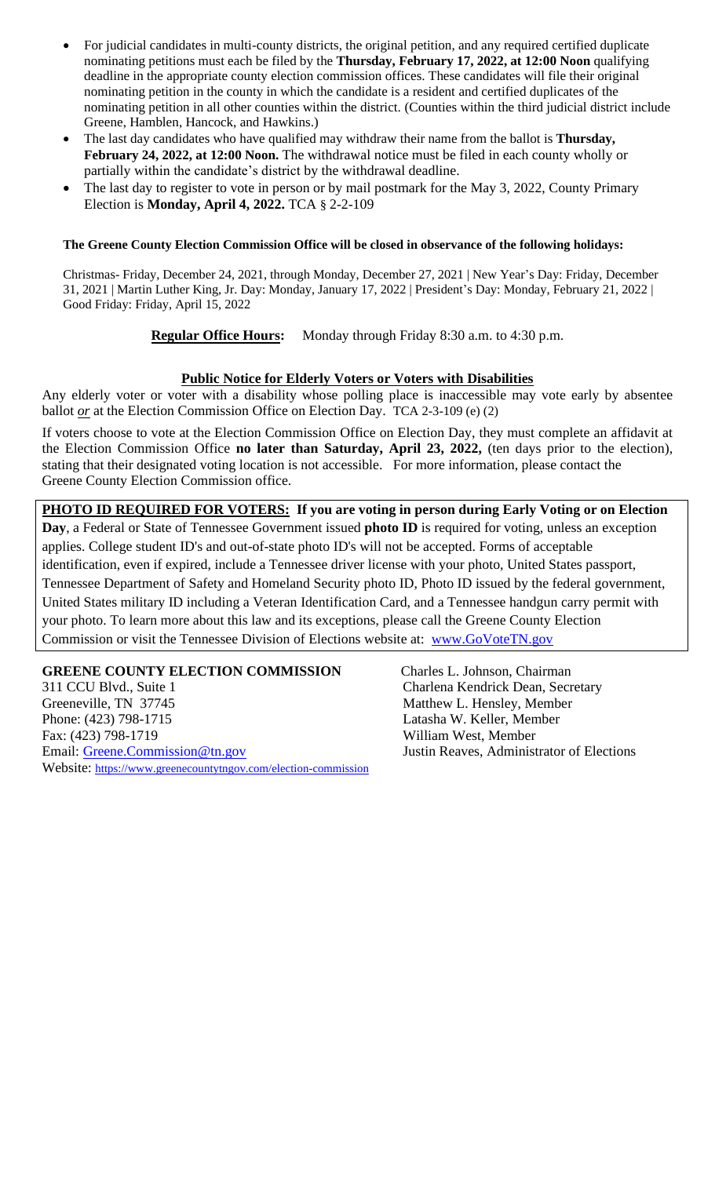- For judicial candidates in multi-county districts, the original petition, and any required certified duplicate nominating petitions must each be filed by the **Thursday, February 17, 2022, at 12:00 Noon** qualifying deadline in the appropriate county election commission offices. These candidates will file their original nominating petition in the county in which the candidate is a resident and certified duplicates of the nominating petition in all other counties within the district. (Counties within the third judicial district include Greene, Hamblen, Hancock, and Hawkins.)
- The last day candidates who have qualified may withdraw their name from the ballot is **Thursday, February 24, 2022, at 12:00 Noon.** The withdrawal notice must be filed in each county wholly or partially within the candidate's district by the withdrawal deadline.
- The last day to register to vote in person or by mail postmark for the May 3, 2022, County Primary Election is **Monday, April 4, 2022.** TCA § 2-2-109

**The Greene County Election Commission Office will be closed in observance of the following holidays:**

Christmas- Friday, December 24, 2021, through Monday, December 27, 2021 | New Year's Day: Friday, December 31, 2021 | Martin Luther King, Jr. Day: Monday, January 17, 2022 | President's Day: Monday, February 21, 2022 | Good Friday: Friday, April 15, 2022

**Regular Office Hours:** Monday through Friday 8:30 a.m. to 4:30 p.m.

**Public Notice for Elderly Voters or Voters with Disabilities**

Any elderly voter or voter with a disability whose polling place is inaccessible may vote early by absentee ballot *or* at the Election Commission Office on Election Day. TCA 2-3-109 (e) (2)

If voters choose to vote at the Election Commission Office on Election Day, they must complete an affidavit at the Election Commission Office **no later than Saturday, April 23, 2022,** (ten days prior to the election), stating that their designated voting location is not accessible. For more information, please contact the Greene County Election Commission office.

**PHOTO ID REQUIRED FOR VOTERS: If you are voting in person during Early Voting or on Election Day**, a Federal or State of Tennessee Government issued **photo ID** is required for voting, unless an exception applies. College student ID's and out-of-state photo ID's will not be accepted. Forms of acceptable identification, even if expired, include a Tennessee driver license with your photo, United States passport, Tennessee Department of Safety and Homeland Security photo ID, Photo ID issued by the federal government, United States military ID including a Veteran Identification Card, and a Tennessee handgun carry permit with your photo. To learn more about this law and its exceptions, please call the Greene County Election Commission or visit the Tennessee Division of Elections website at: www.GoVoteTN.gov

**GREENE COUNTY ELECTION COMMISSION**
311 CCU Blvd., Suite 1
Greeneville, TN 37745
Phone: (423) 798-1715
Fax: (423) 798-1719
Email: Greene.Commission@tn.gov
Website: https://www.greenecountytngov.com/election-commission

Charles L. Johnson, Chairman
Charlena Kendrick Dean, Secretary
Matthew L. Hensley, Member
Latasha W. Keller, Member
William West, Member
Justin Reaves, Administrator of Elections